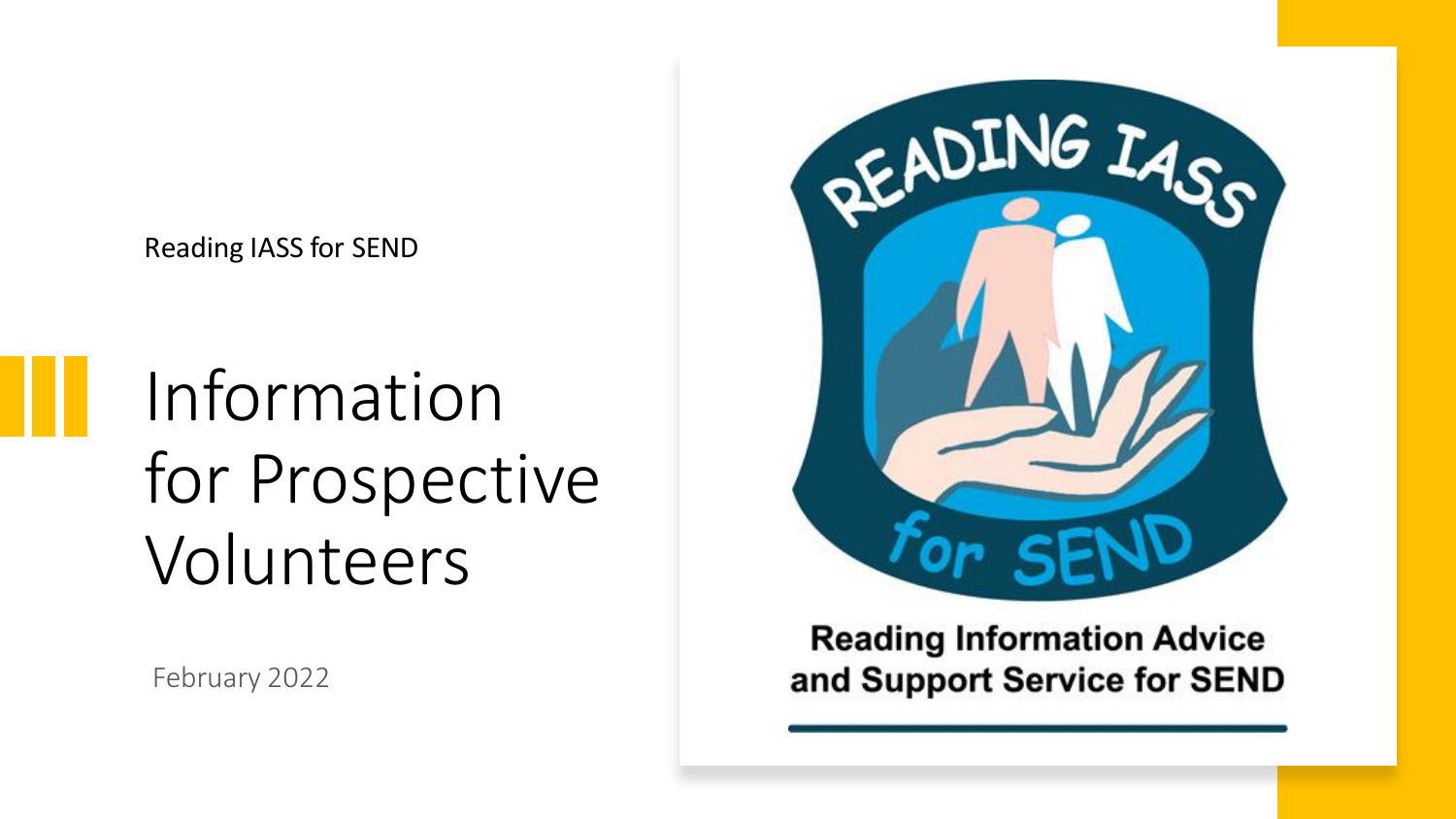Reading IASS for SEND

# Information for Prospective Volunteers

February 2022

READING IASS for SEND

Reading Information Advice and Support Service for SEND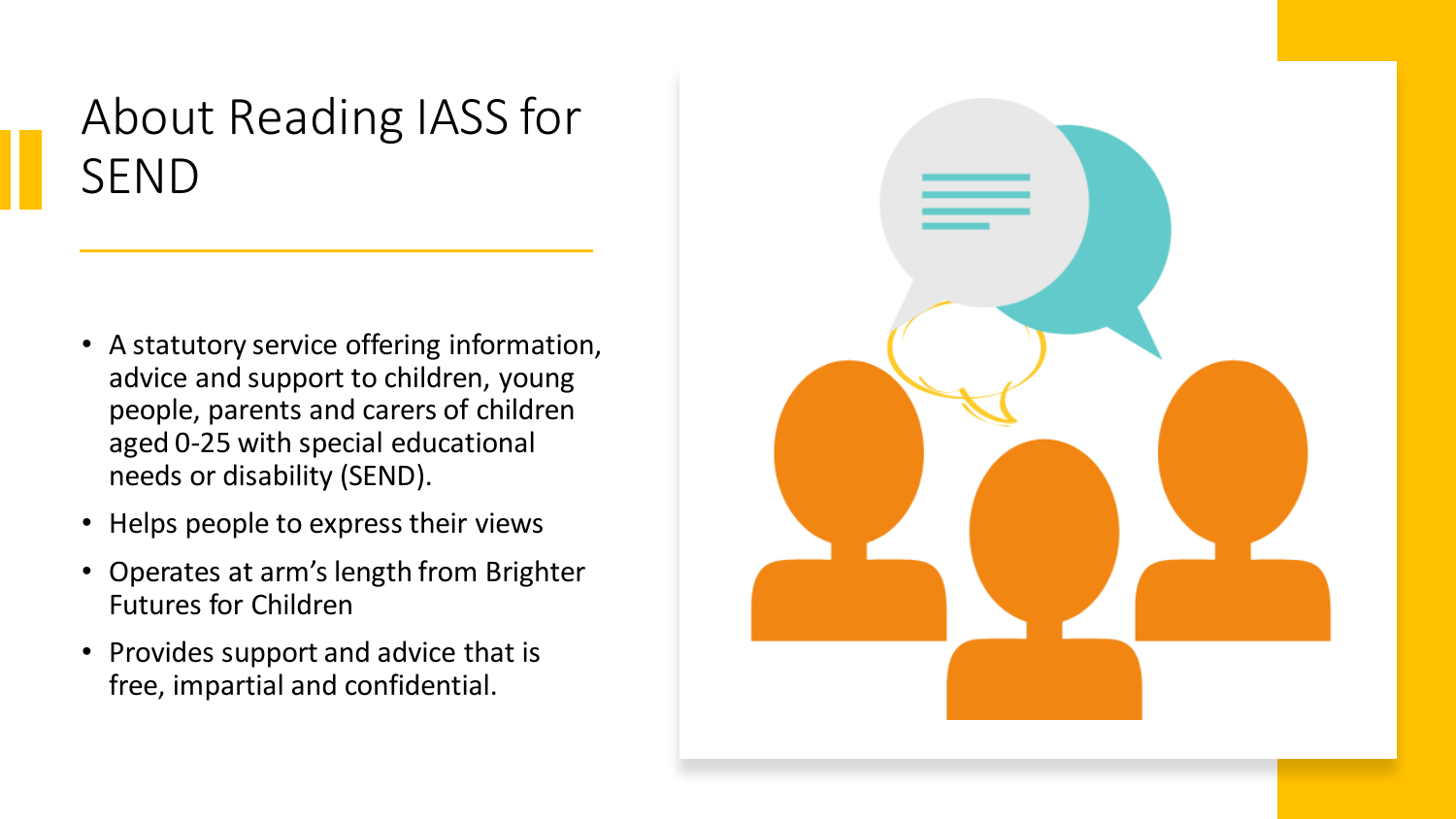# About Reading IASS for SEND

- A statutory service offering information, advice and support to children, young people, parents and carers of children aged 0-25 with special educational needs or disability (SEND).
- Helps people to express their views
- Operates at arm's length from Brighter Futures for Children
- Provides support and advice that is free, impartial and confidential.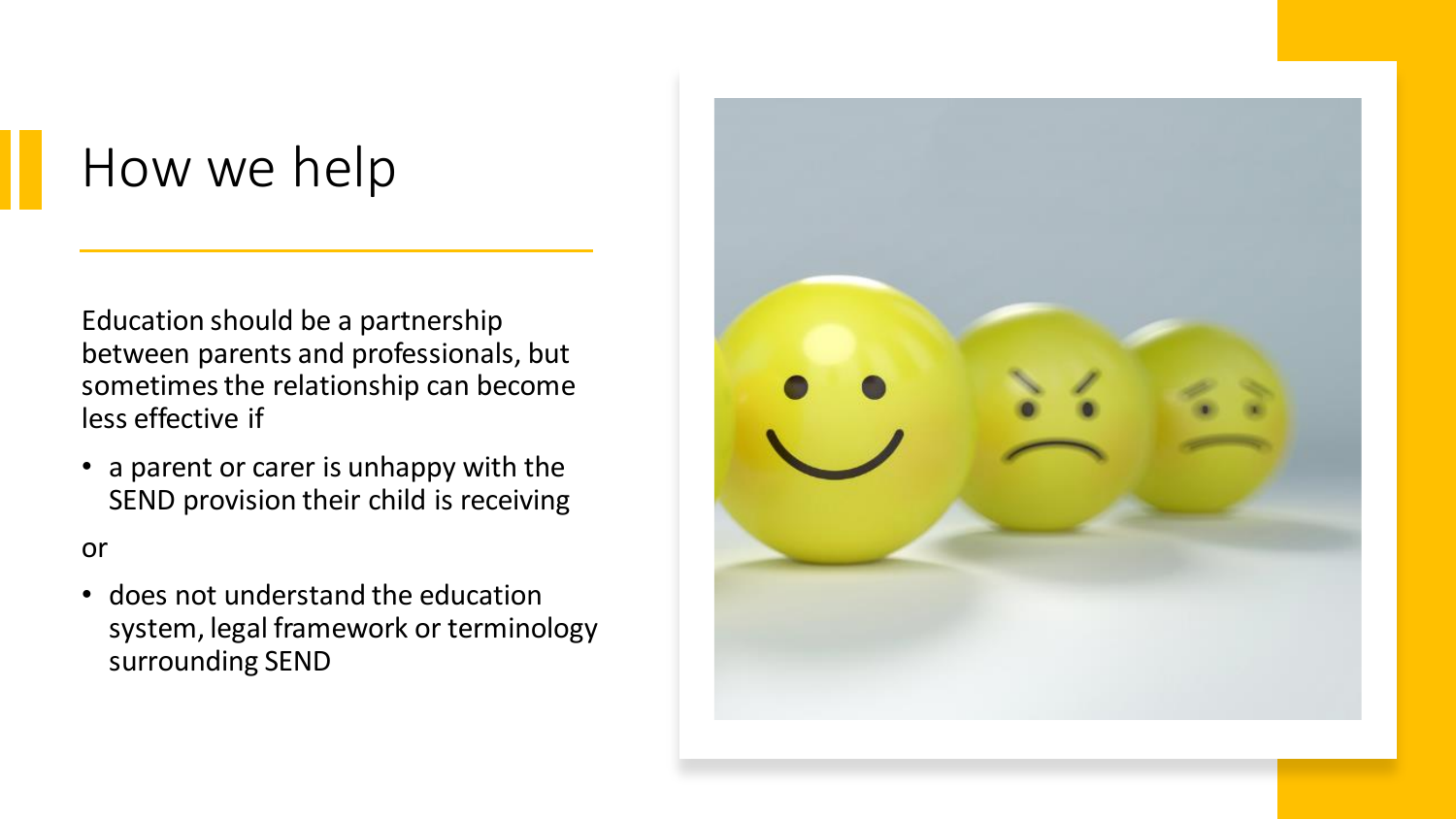# How we help

Education should be a partnership between parents and professionals, but sometimes the relationship can become less effective if

- a parent or carer is unhappy with the SEND provision their child is receiving

or

- does not understand the education system, legal framework or terminology surrounding SEND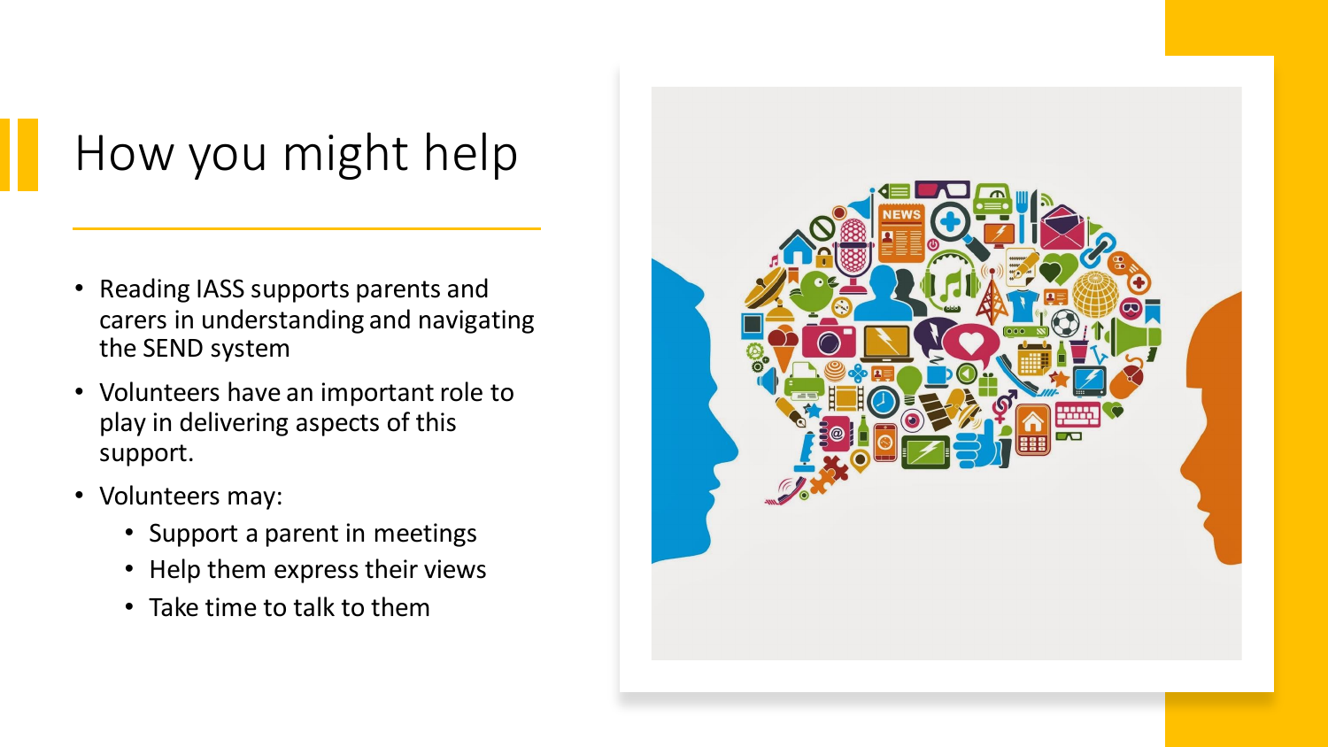# How you might help

- Reading IASS supports parents and carers in understanding and navigating the SEND system
- Volunteers have an important role to play in delivering aspects of this support.
- Volunteers may:
  - Support a parent in meetings
  - Help them express their views
  - Take time to talk to them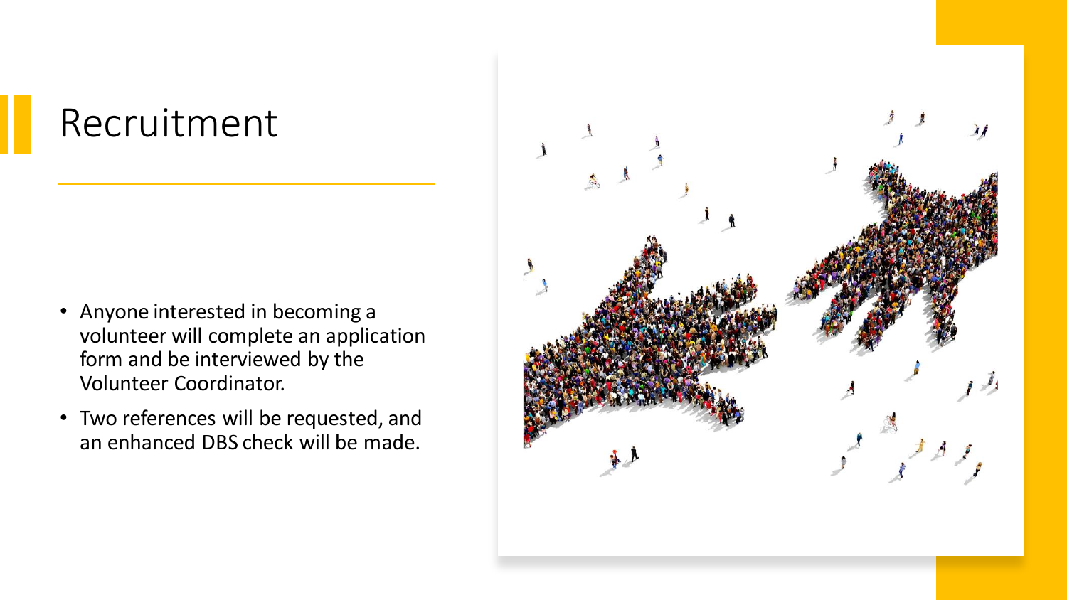# Recruitment

- Anyone interested in becoming a volunteer will complete an application form and be interviewed by the Volunteer Coordinator.
- Two references will be requested, and an enhanced DBS check will be made.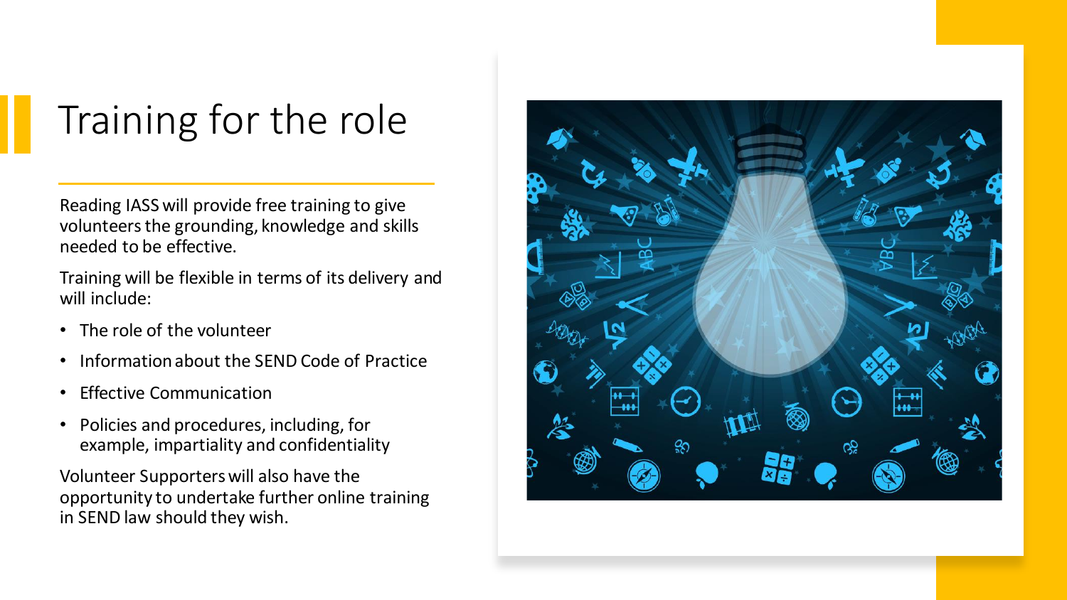# Training for the role

Reading IASS will provide free training to give volunteers the grounding, knowledge and skills needed to be effective.

Training will be flexible in terms of its delivery and will include:

- The role of the volunteer
- Information about the SEND Code of Practice
- Effective Communication
- Policies and procedures, including, for example, impartiality and confidentiality

Volunteer Supporters will also have the opportunity to undertake further online training in SEND law should they wish.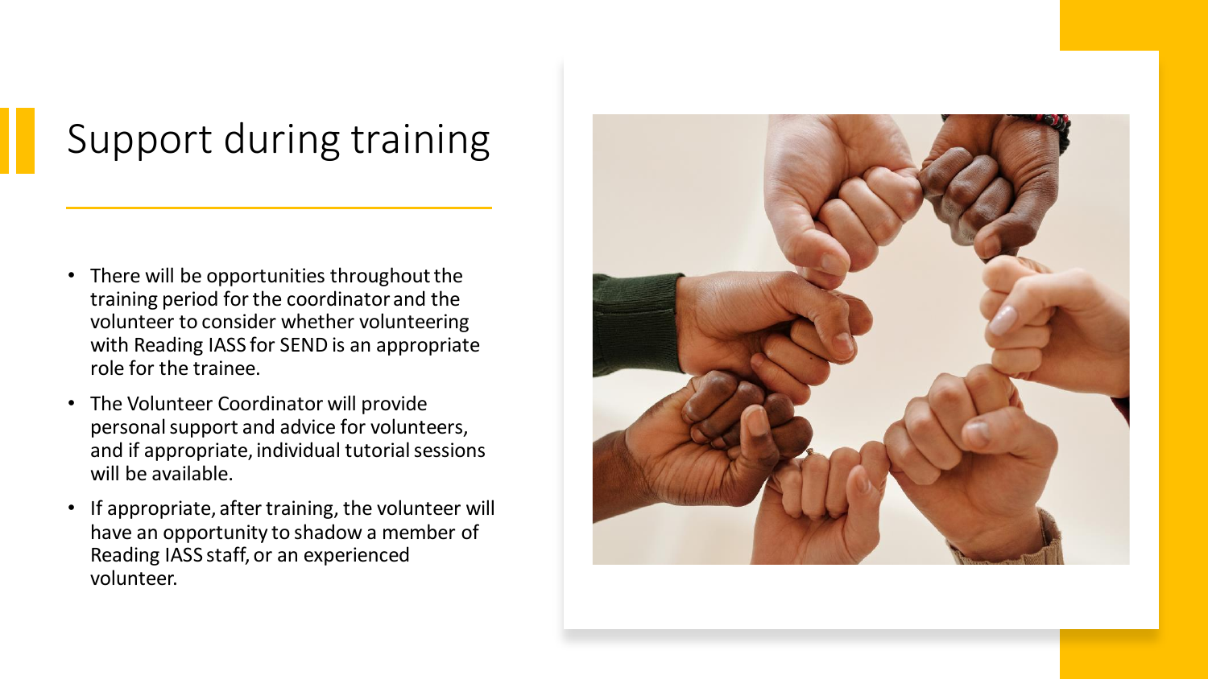# Support during training

- There will be opportunities throughout the training period for the coordinator and the volunteer to consider whether volunteering with Reading IASS for SEND is an appropriate role for the trainee.
- The Volunteer Coordinator will provide personal support and advice for volunteers, and if appropriate, individual tutorial sessions will be available.
- If appropriate, after training, the volunteer will have an opportunity to shadow a member of Reading IASS staff, or an experienced volunteer.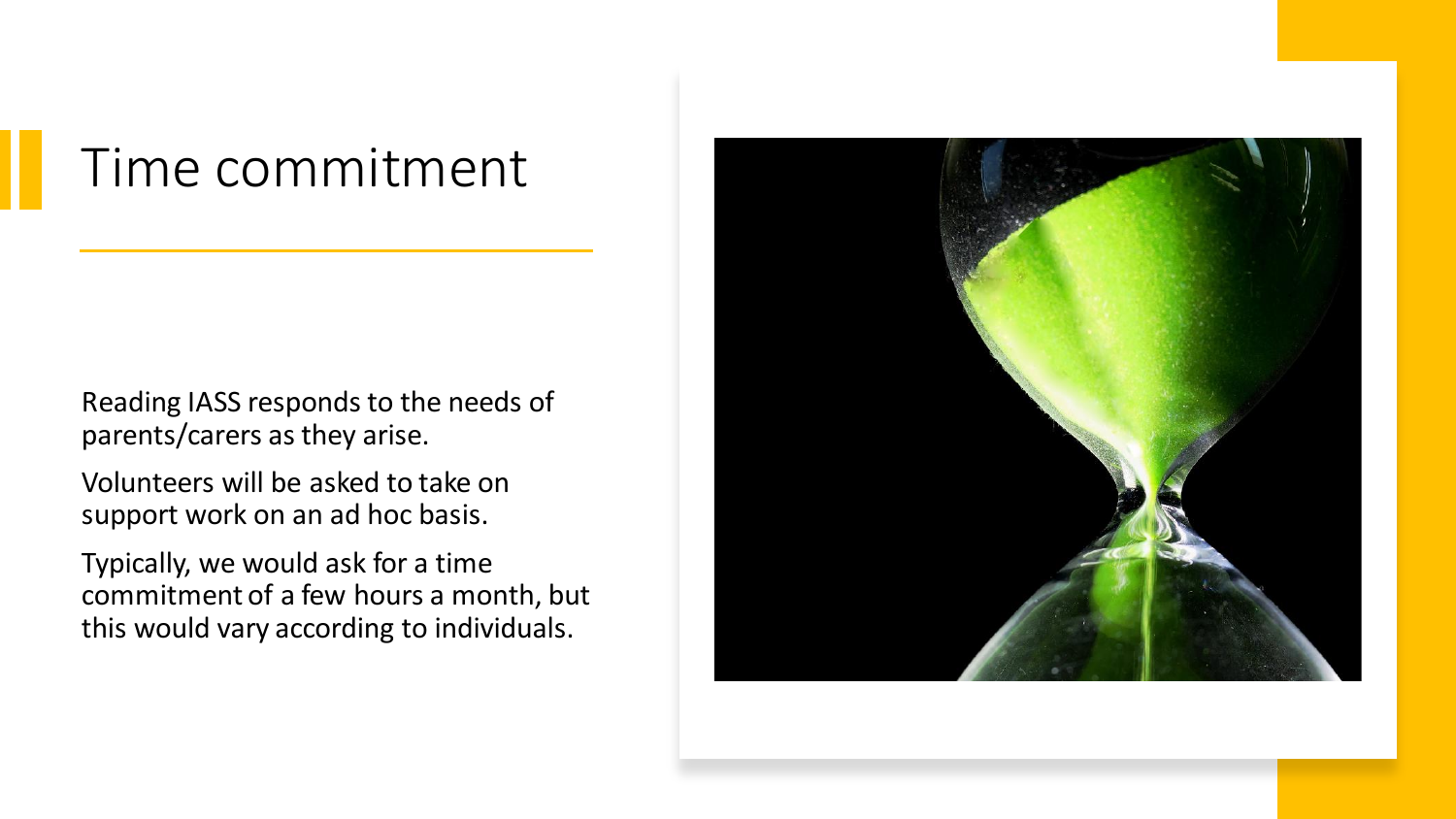# Time commitment

Reading IASS responds to the needs of parents/carers as they arise.

Volunteers will be asked to take on support work on an ad hoc basis.

Typically, we would ask for a time commitment of a few hours a month, but this would vary according to individuals.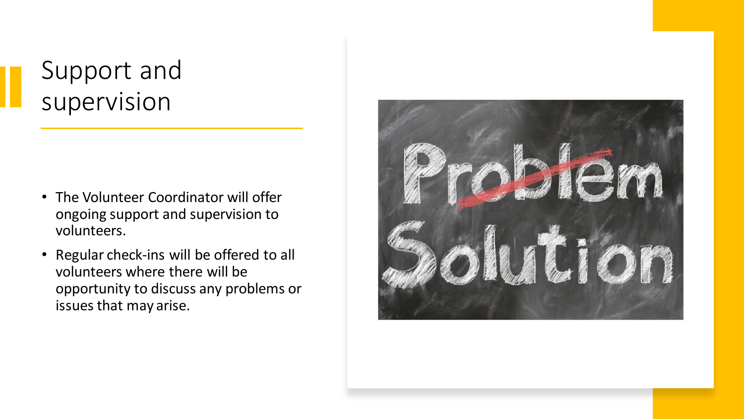# Support and supervision

- The Volunteer Coordinator will offer ongoing support and supervision to volunteers.
- Regular check-ins will be offered to all volunteers where there will be opportunity to discuss any problems or issues that may arise.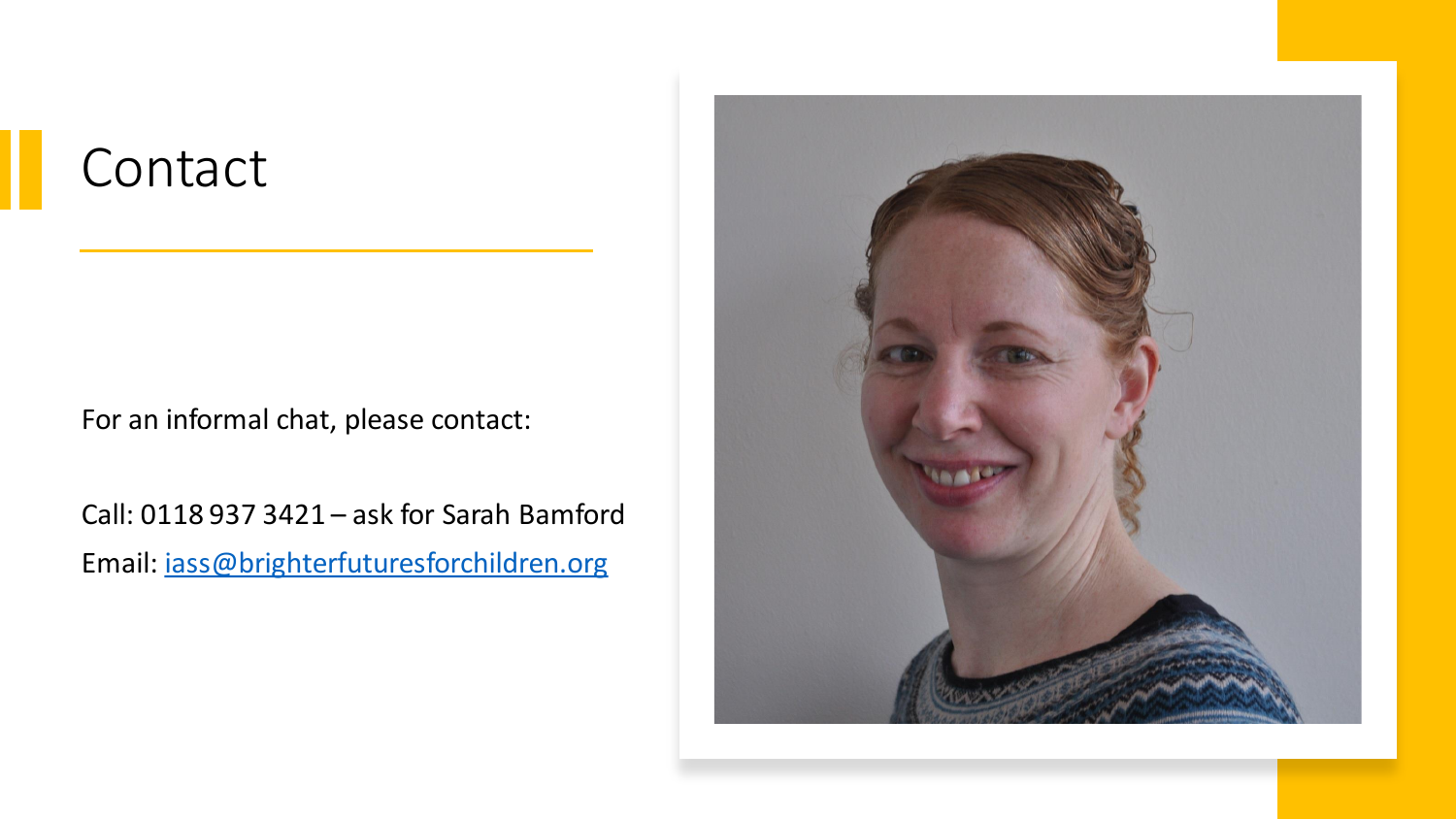# Contact

For an informal chat, please contact:

Call: 0118 937 3421 – ask for Sarah Bamford

Email: [iass@brighterfuturesforchildren.org](mailto:iass@brighterfuturesforchildren.org)